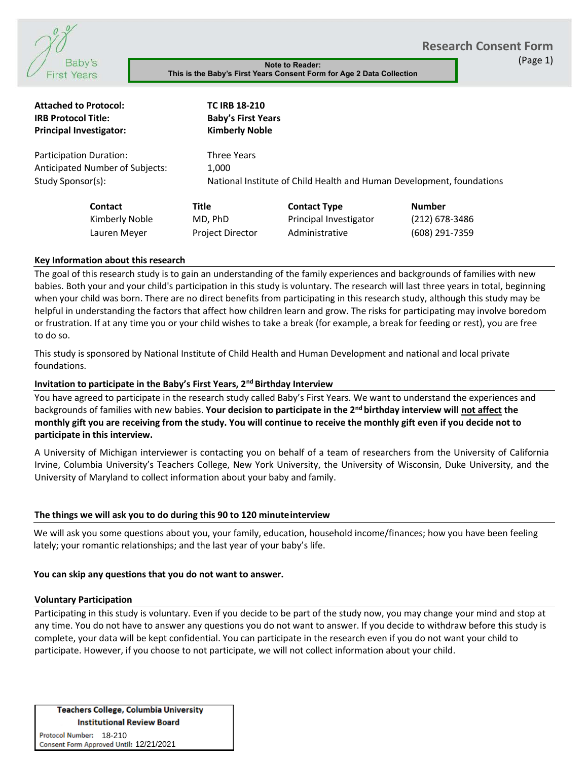**Baby's First Years**

# Research Consent Form

**Note to Reader:**
**This is the Baby's First Years Consent Form for Age 2 Data Collection**

**Attached to Protocol:** **TC IRB 18-210**
**IRB Protocol Title:** **Baby's First Years**
**Principal Investigator:** **Kimberly Noble**

Participation Duration: Three Years
Anticipated Number of Subjects: 1,000
Study Sponsor(s): National Institute of Child Health and Human Development, foundations

| Contact | Title | Contact Type | Number |
|---|---|---|---|
| Kimberly Noble | MD, PhD | Principal Investigator | (212) 678-3486 |
| Lauren Meyer | Project Director | Administrative | (608) 291-7359 |

## Key Information about this research

The goal of this research study is to gain an understanding of the family experiences and backgrounds of families with new babies. Both your and your child's participation in this study is voluntary. The research will last three years in total, beginning when your child was born. There are no direct benefits from participating in this research study, although this study may be helpful in understanding the factors that affect how children learn and grow. The risks for participating may involve boredom or frustration. If at any time you or your child wishes to take a break (for example, a break for feeding or rest), you are free to do so.

This study is sponsored by National Institute of Child Health and Human Development and national and local private foundations.

## Invitation to participate in the Baby's First Years, 2nd Birthday Interview

You have agreed to participate in the research study called Baby's First Years. We want to understand the experiences and backgrounds of families with new babies. **Your decision to participate in the 2nd birthday interview will not affect the monthly gift you are receiving from the study. You will continue to receive the monthly gift even if you decide not to participate in this interview.**

A University of Michigan interviewer is contacting you on behalf of a team of researchers from the University of California Irvine, Columbia University's Teachers College, New York University, the University of Wisconsin, Duke University, and the University of Maryland to collect information about your baby and family.

## The things we will ask you to do during this 90 to 120 minute interview

We will ask you some questions about you, your family, education, household income/finances; how you have been feeling lately; your romantic relationships; and the last year of your baby's life.

**You can skip any questions that you do not want to answer.**

## Voluntary Participation

Participating in this study is voluntary. Even if you decide to be part of the study now, you may change your mind and stop at any time. You do not have to answer any questions you do not want to answer. If you decide to withdraw before this study is complete, your data will be kept confidential. You can participate in the research even if you do not want your child to participate. However, if you choose to not participate, we will not collect information about your child.

**Teachers College, Columbia University**
**Institutional Review Board**
Protocol Number: 18-210
Consent Form Approved Until: 12/21/2021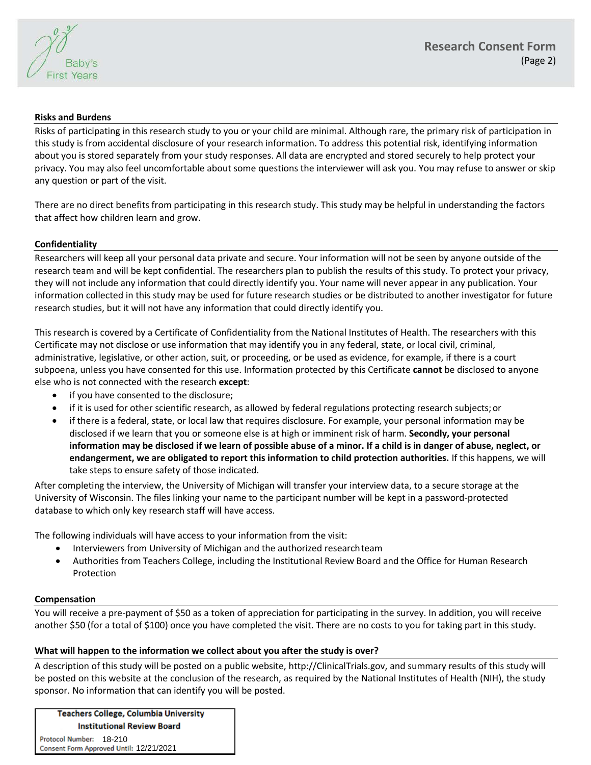**Risks and Burdens**

Risks of participating in this research study to you or your child are minimal. Although rare, the primary risk of participation in this study is from accidental disclosure of your research information. To address this potential risk, identifying information about you is stored separately from your study responses. All data are encrypted and stored securely to help protect your privacy. You may also feel uncomfortable about some questions the interviewer will ask you. You may refuse to answer or skip any question or part of the visit.

There are no direct benefits from participating in this research study. This study may be helpful in understanding the factors that affect how children learn and grow.

**Confidentiality**

Researchers will keep all your personal data private and secure. Your information will not be seen by anyone outside of the research team and will be kept confidential. The researchers plan to publish the results of this study. To protect your privacy, they will not include any information that could directly identify you. Your name will never appear in any publication. Your information collected in this study may be used for future research studies or be distributed to another investigator for future research studies, but it will not have any information that could directly identify you.

This research is covered by a Certificate of Confidentiality from the National Institutes of Health. The researchers with this Certificate may not disclose or use information that may identify you in any federal, state, or local civil, criminal, administrative, legislative, or other action, suit, or proceeding, or be used as evidence, for example, if there is a court subpoena, unless you have consented for this use. Information protected by this Certificate **cannot** be disclosed to anyone else who is not connected with the research **except**:

- if you have consented to the disclosure;
- if it is used for other scientific research, as allowed by federal regulations protecting research subjects; or
- if there is a federal, state, or local law that requires disclosure. For example, your personal information may be disclosed if we learn that you or someone else is at high or imminent risk of harm. **Secondly, your personal information may be disclosed if we learn of possible abuse of a minor. If a child is in danger of abuse, neglect, or endangerment, we are obligated to report this information to child protection authorities.** If this happens, we will take steps to ensure safety of those indicated.

After completing the interview, the University of Michigan will transfer your interview data, to a secure storage at the University of Wisconsin. The files linking your name to the participant number will be kept in a password-protected database to which only key research staff will have access.

The following individuals will have access to your information from the visit:

- Interviewers from University of Michigan and the authorized research team
- Authorities from Teachers College, including the Institutional Review Board and the Office for Human Research Protection

**Compensation**

You will receive a pre-payment of $50 as a token of appreciation for participating in the survey. In addition, you will receive another $50 (for a total of $100) once you have completed the visit. There are no costs to you for taking part in this study.

**What will happen to the information we collect about you after the study is over?**

A description of this study will be posted on a public website, http://ClinicalTrials.gov, and summary results of this study will be posted on this website at the conclusion of the research, as required by the National Institutes of Health (NIH), the study sponsor. No information that can identify you will be posted.

**Teachers College, Columbia University Institutional Review Board**
Protocol Number: 18-210
Consent Form Approved Until: 12/21/2021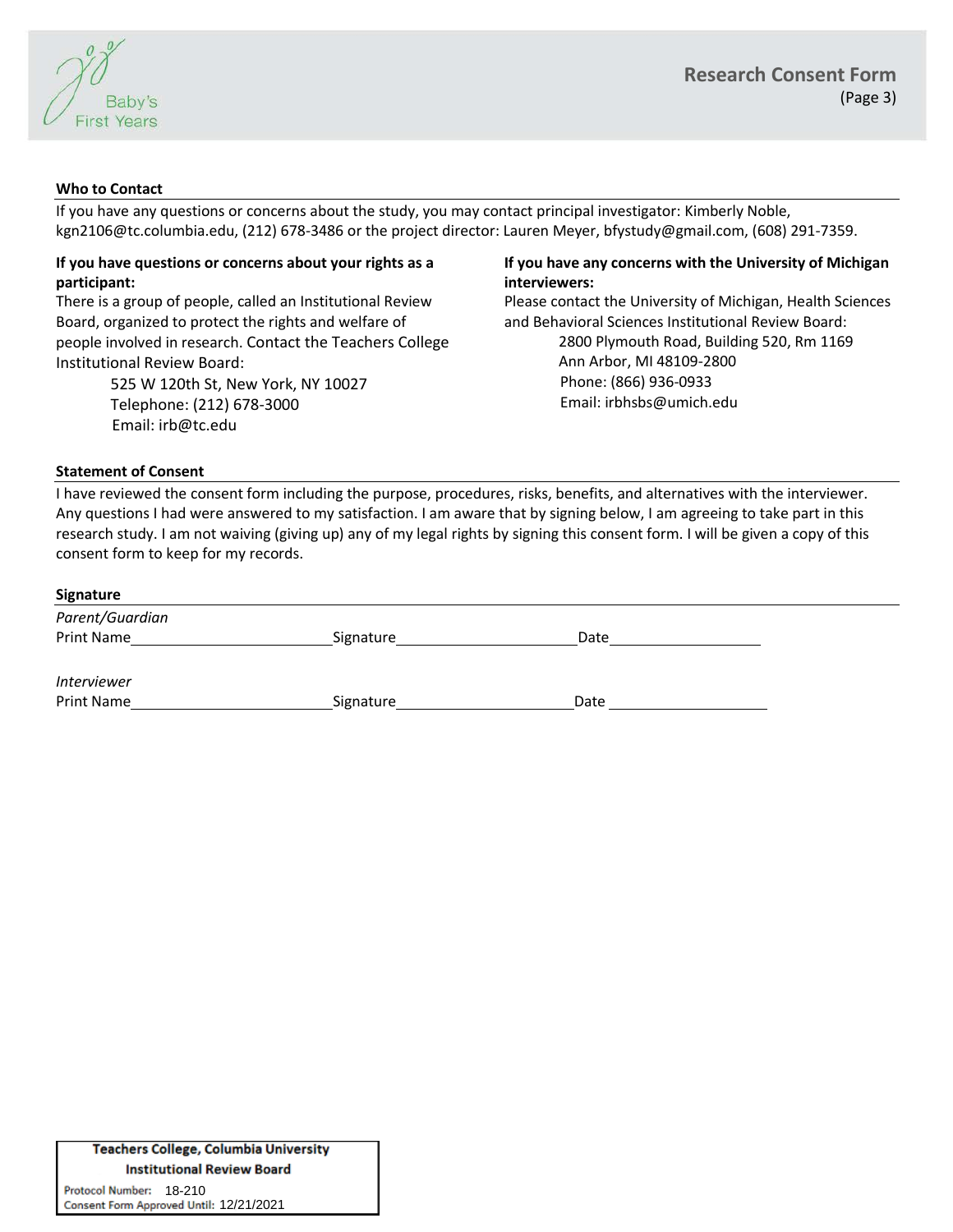**Who to Contact**

If you have any questions or concerns about the study, you may contact principal investigator: Kimberly Noble, kgn2106@tc.columbia.edu, (212) 678-3486 or the project director: Lauren Meyer, bfystudy@gmail.com, (608) 291-7359.

**If you have questions or concerns about your rights as a participant:**

There is a group of people, called an Institutional Review Board, organized to protect the rights and welfare of people involved in research. Contact the Teachers College Institutional Review Board:

525 W 120th St, New York, NY 10027
Telephone: (212) 678-3000
Email: irb@tc.edu

**If you have any concerns with the University of Michigan interviewers:**

Please contact the University of Michigan, Health Sciences and Behavioral Sciences Institutional Review Board:

2800 Plymouth Road, Building 520, Rm 1169
Ann Arbor, MI 48109-2800
Phone: (866) 936-0933
Email: irbhsbs@umich.edu

**Statement of Consent**

I have reviewed the consent form including the purpose, procedures, risks, benefits, and alternatives with the interviewer. Any questions I had were answered to my satisfaction. I am aware that by signing below, I am agreeing to take part in this research study. I am not waiving (giving up) any of my legal rights by signing this consent form. I will be given a copy of this consent form to keep for my records.

**Signature**

*Parent/Guardian*

Print Name________________________ Signature______________________ Date___________________

*Interviewer*

Print Name________________________ Signature______________________ Date ___________________

**Teachers College, Columbia University**
**Institutional Review Board**
Protocol Number: 18-210
Consent Form Approved Until: 12/21/2021